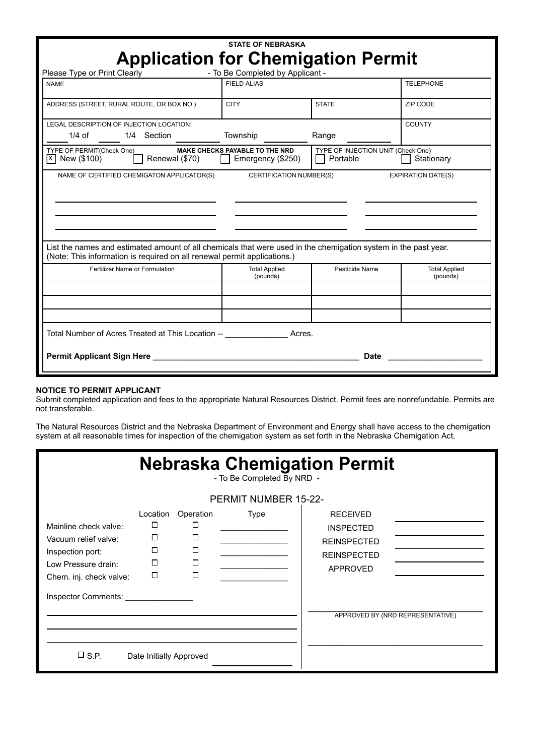**STATE OF NEBRASKA**

# Application for Chemigation Permit

Please Type or Print Clearly — - To Be Completed by Applicant -

| NAME | FIELD ALIAS | | TELEPHONE |
|---|---|---|---|
| ADDRESS (STREET, RURAL ROUTE, OR BOX NO.) | CITY | STATE | ZIP CODE |
| LEGAL DESCRIPTION OF INJECTION LOCATION: ____ 1/4 of ____ 1/4 Section ______ Township ______ Range ______ | | | COUNTY |
| TYPE OF PERMIT(Check One) [X] New ($100) [ ] Renewal ($70) | **MAKE CHECKS PAYABLE TO THE NRD** [ ] Emergency ($250) | TYPE OF INJECTION UNIT (Check One) [ ] Portable | [ ] Stationary |

| NAME OF CERTIFIED CHEMIGATON APPLICATOR(S) | CERTIFICATION NUMBER(S) | EXPIRATION DATE(S) |
|---|---|---|
| | | |
| | | |
| | | |

List the names and estimated amount of all chemicals that were used in the chemigation system in the past year. (Note: This information is required on all renewal permit applications.)

| Fertilizer Name or Formulation | Total Applied (pounds) | Pesticide Name | Total Applied (pounds) |
|---|---|---|---|
| | | | |
| | | | |
| | | | |

Total Number of Acres Treated at This Location -- ______________ Acres.

**Permit Applicant Sign Here** ____________________________________________ **Date** ____________________

**NOTICE TO PERMIT APPLICANT**

Submit completed application and fees to the appropriate Natural Resources District. Permit fees are nonrefundable. Permits are not transferable.

The Natural Resources District and the Nebraska Department of Environment and Energy shall have access to the chemigation system at all reasonable times for inspection of the chemigation system as set forth in the Nebraska Chemigation Act.

# Nebraska Chemigation Permit

- To Be Completed By NRD -

PERMIT NUMBER 15-22-

| | Location | Operation | Type |
|---|---|---|---|
| Mainline check valve: | ☐ | ☐ | ______________ |
| Vacuum relief valve: | ☐ | ☐ | ______________ |
| Inspection port: | ☐ | ☐ | ______________ |
| Low Pressure drain: | ☐ | ☐ | ______________ |
| Chem. inj. check valve: | ☐ | ☐ | ______________ |

RECEIVED ______________

INSPECTED ______________

REINSPECTED ______________

REINSPECTED ______________

APPROVED ______________

Inspector Comments: _______________

______________________________________________

______________________________________________

______________________________________________

☐ S.P. Date Initially Approved ______________

______________________________________________
APPROVED BY (NRD REPRESENTATIVE)

______________________________________________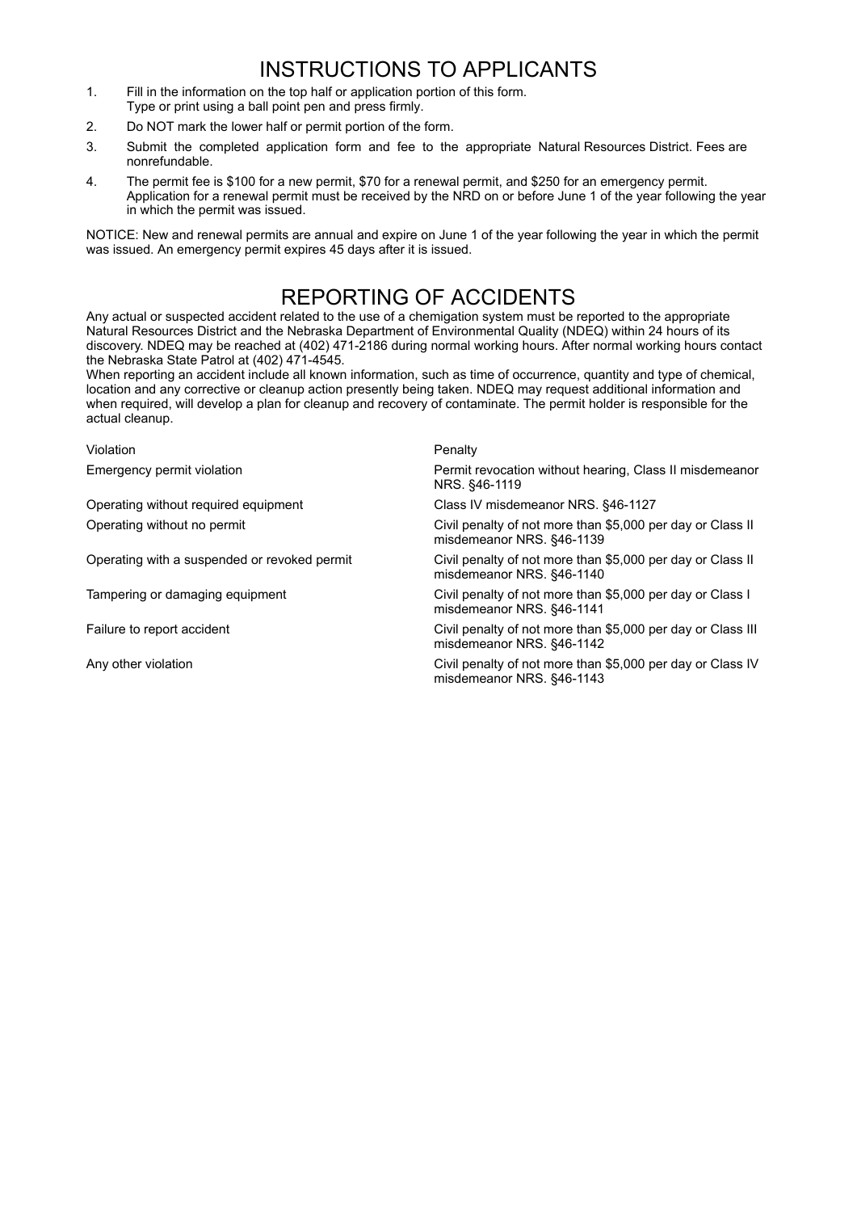# INSTRUCTIONS TO APPLICANTS

1. Fill in the information on the top half or application portion of this form. Type or print using a ball point pen and press firmly.
2. Do NOT mark the lower half or permit portion of the form.
3. Submit the completed application form and fee to the appropriate Natural Resources District. Fees are nonrefundable.
4. The permit fee is $100 for a new permit, $70 for a renewal permit, and $250 for an emergency permit. Application for a renewal permit must be received by the NRD on or before June 1 of the year following the year in which the permit was issued.

NOTICE: New and renewal permits are annual and expire on June 1 of the year following the year in which the permit was issued. An emergency permit expires 45 days after it is issued.

# REPORTING OF ACCIDENTS

Any actual or suspected accident related to the use of a chemigation system must be reported to the appropriate Natural Resources District and the Nebraska Department of Environmental Quality (NDEQ) within 24 hours of its discovery. NDEQ may be reached at (402) 471-2186 during normal working hours. After normal working hours contact the Nebraska State Patrol at (402) 471-4545.

When reporting an accident include all known information, such as time of occurrence, quantity and type of chemical, location and any corrective or cleanup action presently being taken. NDEQ may request additional information and when required, will develop a plan for cleanup and recovery of contaminate. The permit holder is responsible for the actual cleanup.

| Violation | Penalty |
|---|---|
| Emergency permit violation | Permit revocation without hearing, Class II misdemeanor NRS. §46-1119 |
| Operating without required equipment | Class IV misdemeanor NRS. §46-1127 |
| Operating without no permit | Civil penalty of not more than $5,000 per day or Class II misdemeanor NRS. §46-1139 |
| Operating with a suspended or revoked permit | Civil penalty of not more than $5,000 per day or Class II misdemeanor NRS. §46-1140 |
| Tampering or damaging equipment | Civil penalty of not more than $5,000 per day or Class I misdemeanor NRS. §46-1141 |
| Failure to report accident | Civil penalty of not more than $5,000 per day or Class III misdemeanor NRS. §46-1142 |
| Any other violation | Civil penalty of not more than $5,000 per day or Class IV misdemeanor NRS. §46-1143 |